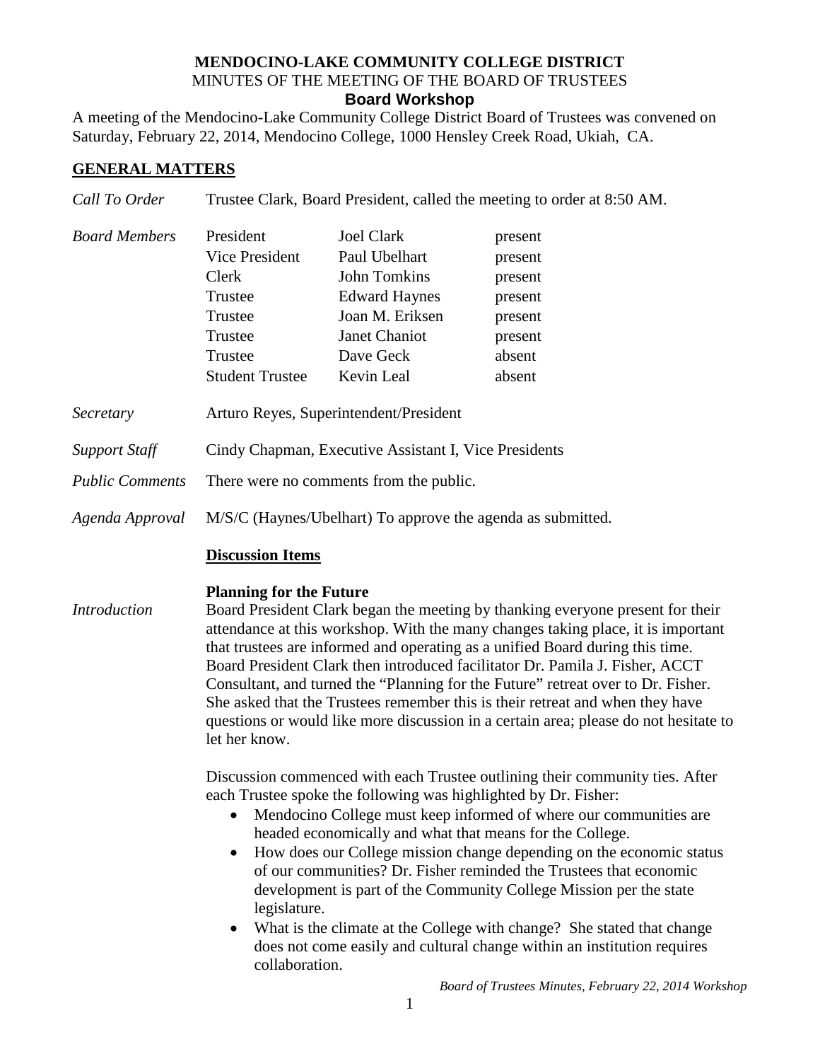# MENDOCINO-LAKE COMMUNITY COLLEGE DISTRICT

MINUTES OF THE MEETING OF THE BOARD OF TRUSTEES

**Board Workshop**

A meeting of the Mendocino-Lake Community College District Board of Trustees was convened on Saturday, February 22, 2014, Mendocino College, 1000 Hensley Creek Road, Ukiah, CA.

## GENERAL MATTERS

*Call To Order* Trustee Clark, Board President, called the meeting to order at 8:50 AM.

*Board Members*

| | | |
|---|---|---|
| President | Joel Clark | present |
| Vice President | Paul Ubelhart | present |
| Clerk | John Tomkins | present |
| Trustee | Edward Haynes | present |
| Trustee | Joan M. Eriksen | present |
| Trustee | Janet Chaniot | present |
| Trustee | Dave Geck | absent |
| Student Trustee | Kevin Leal | absent |

*Secretary* Arturo Reyes, Superintendent/President

*Support Staff* Cindy Chapman, Executive Assistant I, Vice Presidents

*Public Comments* There were no comments from the public.

*Agenda Approval* M/S/C (Haynes/Ubelhart) To approve the agenda as submitted.

**Discussion Items**

**Planning for the Future**

*Introduction* Board President Clark began the meeting by thanking everyone present for their attendance at this workshop. With the many changes taking place, it is important that trustees are informed and operating as a unified Board during this time. Board President Clark then introduced facilitator Dr. Pamila J. Fisher, ACCT Consultant, and turned the "Planning for the Future" retreat over to Dr. Fisher. She asked that the Trustees remember this is their retreat and when they have questions or would like more discussion in a certain area; please do not hesitate to let her know.

Discussion commenced with each Trustee outlining their community ties. After each Trustee spoke the following was highlighted by Dr. Fisher:

- Mendocino College must keep informed of where our communities are headed economically and what that means for the College.
- How does our College mission change depending on the economic status of our communities? Dr. Fisher reminded the Trustees that economic development is part of the Community College Mission per the state legislature.
- What is the climate at the College with change? She stated that change does not come easily and cultural change within an institution requires collaboration.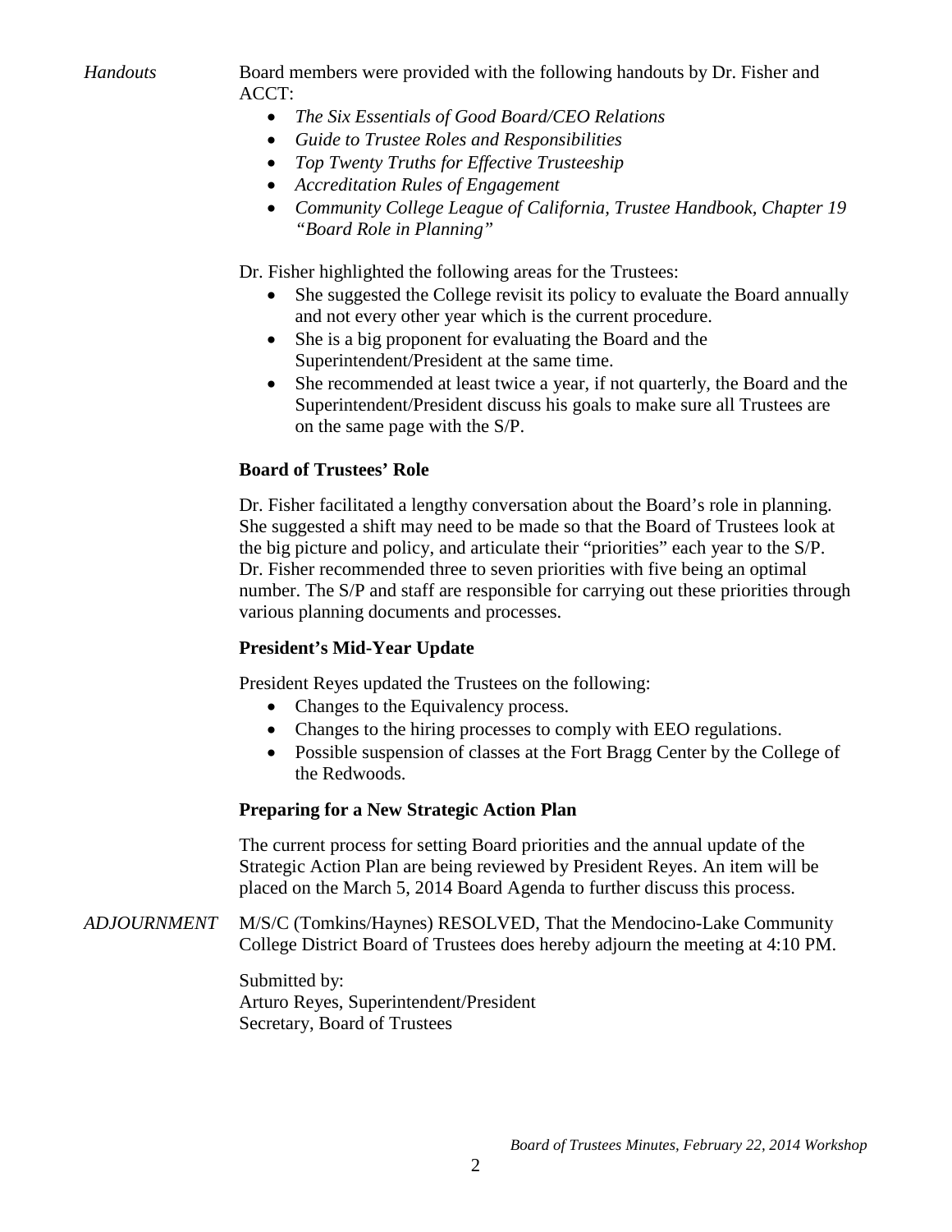*Handouts*

Board members were provided with the following handouts by Dr. Fisher and ACCT:

- *The Six Essentials of Good Board/CEO Relations*
- *Guide to Trustee Roles and Responsibilities*
- *Top Twenty Truths for Effective Trusteeship*
- *Accreditation Rules of Engagement*
- *Community College League of California, Trustee Handbook, Chapter 19 "Board Role in Planning"*

Dr. Fisher highlighted the following areas for the Trustees:

- She suggested the College revisit its policy to evaluate the Board annually and not every other year which is the current procedure.
- She is a big proponent for evaluating the Board and the Superintendent/President at the same time.
- She recommended at least twice a year, if not quarterly, the Board and the Superintendent/President discuss his goals to make sure all Trustees are on the same page with the S/P.

**Board of Trustees' Role**

Dr. Fisher facilitated a lengthy conversation about the Board's role in planning. She suggested a shift may need to be made so that the Board of Trustees look at the big picture and policy, and articulate their "priorities" each year to the S/P. Dr. Fisher recommended three to seven priorities with five being an optimal number. The S/P and staff are responsible for carrying out these priorities through various planning documents and processes.

**President's Mid-Year Update**

President Reyes updated the Trustees on the following:

- Changes to the Equivalency process.
- Changes to the hiring processes to comply with EEO regulations.
- Possible suspension of classes at the Fort Bragg Center by the College of the Redwoods.

**Preparing for a New Strategic Action Plan**

The current process for setting Board priorities and the annual update of the Strategic Action Plan are being reviewed by President Reyes. An item will be placed on the March 5, 2014 Board Agenda to further discuss this process.

*ADJOURNMENT*

M/S/C (Tomkins/Haynes) RESOLVED, That the Mendocino-Lake Community College District Board of Trustees does hereby adjourn the meeting at 4:10 PM.

Submitted by:
Arturo Reyes, Superintendent/President
Secretary, Board of Trustees